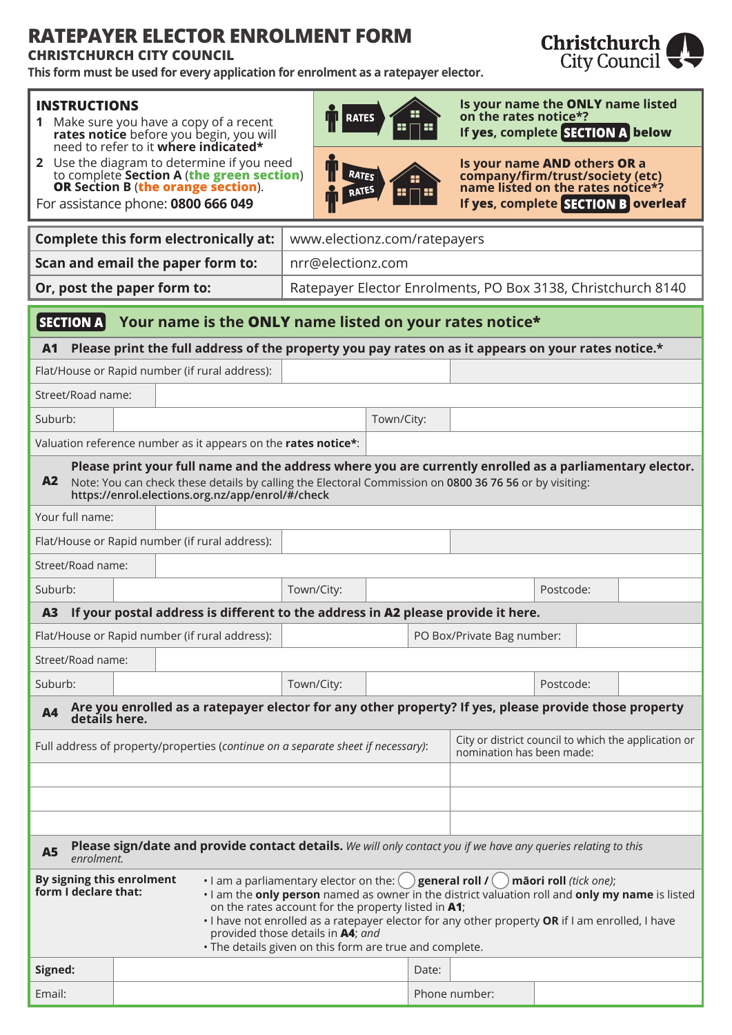# RATEPAYER ELECTOR ENROLMENT FORM

## CHRISTCHURCH CITY COUNCIL

**This form must be used for every application for enrolment as a ratepayer elector.**

Christchurch City Council

### INSTRUCTIONS

1. Make sure you have a copy of a recent **rates notice** before you begin, you will need to refer to it **where indicated***
2. Use the diagram to determine if you need to complete **Section A** (**the green section**) **OR** Section B (**the orange section**).

For assistance phone: **0800 666 049**

RATES — **Is your name the ONLY name listed on the rates notice*?** **If yes, complete SECTION A below**

RATES / RATES — **Is your name AND others OR a company/firm/trust/society (etc) name listed on the rates notice*?** **If yes, complete SECTION B overleaf**

| | |
|---|---|
| **Complete this form electronically at:** | www.electionz.com/ratepayers |
| **Scan and email the paper form to:** | nrr@electionz.com |
| **Or, post the paper form to:** | Ratepayer Elector Enrolments, PO Box 3138, Christchurch 8140 |

## SECTION A Your name is the ONLY name listed on your rates notice*

**A1 Please print the full address of the property you pay rates on as it appears on your rates notice.***

| | | | |
|---|---|---|---|
| Flat/House or Rapid number (if rural address): | | | |
| Street/Road name: | | | |
| Suburb: | | Town/City: | |
| Valuation reference number as it appears on the **rates notice***: | | | |

**A2 Please print your full name and the address where you are currently enrolled as a parliamentary elector.**
Note: You can check these details by calling the Electoral Commission on **0800 36 76 56** or by visiting: **https://enrol.elections.org.nz/app/enrol/#/check**

| | | | | | |
|---|---|---|---|---|---|
| Your full name: | | | | | |
| Flat/House or Rapid number (if rural address): | | | | | |
| Street/Road name: | | | | | |
| Suburb: | | Town/City: | | Postcode: | |

**A3 If your postal address is different to the address in A2 please provide it here.**

| | | | | | |
|---|---|---|---|---|---|
| Flat/House or Rapid number (if rural address): | | PO Box/Private Bag number: | | | |
| Street/Road name: | | | | | |
| Suburb: | | Town/City: | | Postcode: | |

**A4 Are you enrolled as a ratepayer elector for any other property? If yes, please provide those property details here.**

| Full address of property/properties (*continue on a separate sheet if necessary*): | City or district council to which the application or nomination has been made: |
|---|---|
| | |
| | |
| | |

**A5 Please sign/date and provide contact details.** *We will only contact you if we have any queries relating to this enrolment.*

**By signing this enrolment form I declare that:**

- I am a parliamentary elector on the: ◯ **general roll** / ◯ **māori roll** *(tick one)*;
- I am the **only person** named as owner in the district valuation roll and **only my name** is listed on the rates account for the property listed in **A1**;
- I have not enrolled as a ratepayer elector for any other property **OR** if I am enrolled, I have provided those details in **A4**; *and*
- The details given on this form are true and complete.

| | | | |
|---|---|---|---|
| **Signed:** | | Date: | |
| Email: | | Phone number: | |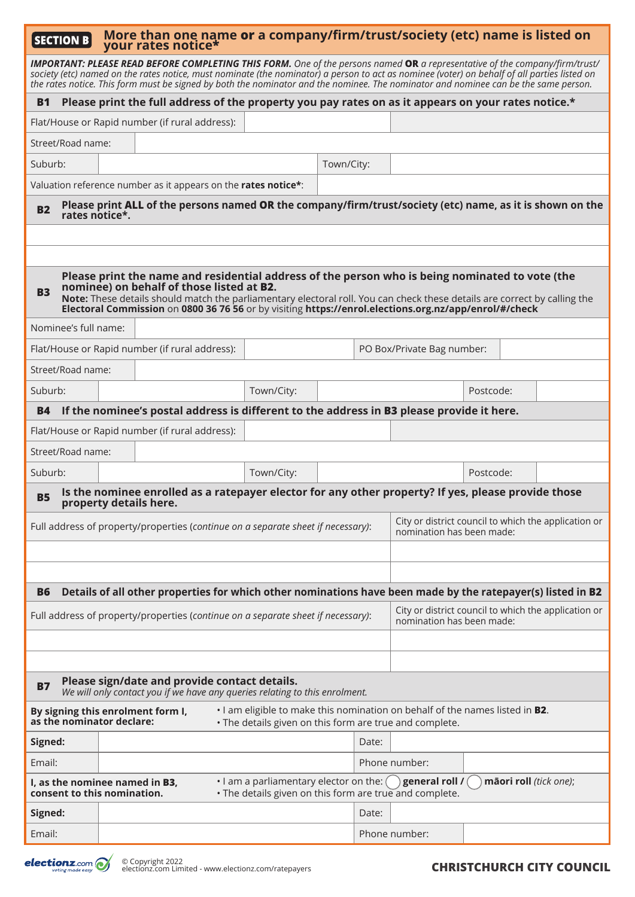## SECTION B More than one name or a company/firm/trust/society (etc) name is listed on your rates notice*

***IMPORTANT: PLEASE READ BEFORE COMPLETING THIS FORM.*** *One of the persons named* ***OR*** *a representative of the company/firm/trust/society (etc) named on the rates notice, must nominate (the nominator) a person to act as nominee (voter) on behalf of all parties listed on the rates notice. This form must be signed by both the nominator and the nominee. The nominator and nominee can be the same person.*

### B1 Please print the full address of the property you pay rates on as it appears on your rates notice.*

| | | | |
|---|---|---|---|
| Flat/House or Rapid number (if rural address): | | | |
| Street/Road name: | | | |
| Suburb: | | Town/City: | |
| Valuation reference number as it appears on the **rates notice***: | | | |

### B2 Please print ALL of the persons named OR the company/firm/trust/society (etc) name, as it is shown on the rates notice*.

| |
|---|
| |
| |

### B3 Please print the name and residential address of the person who is being nominated to vote (the nominee) on behalf of those listed at B2.

**Note:** These details should match the parliamentary electoral roll. You can check these details are correct by calling the **Electoral Commission** on **0800 36 76 56** or by visiting **https://enrol.elections.org.nz/app/enrol/#/check**

| | | | | | |
|---|---|---|---|---|---|
| Nominee's full name: | | | | | |
| Flat/House or Rapid number (if rural address): | | PO Box/Private Bag number: | | | |
| Street/Road name: | | | | | |
| Suburb: | | Town/City: | | Postcode: | |

### B4 If the nominee's postal address is different to the address in B3 please provide it here.

| | | | | | |
|---|---|---|---|---|---|
| Flat/House or Rapid number (if rural address): | | | | | |
| Street/Road name: | | | | | |
| Suburb: | | Town/City: | | Postcode: | |

### B5 Is the nominee enrolled as a ratepayer elector for any other property? If yes, please provide those property details here.

| Full address of property/properties (*continue on a separate sheet if necessary*): | City or district council to which the application or nomination has been made: |
|---|---|
| | |
| | |

### B6 Details of all other properties for which other nominations have been made by the ratepayer(s) listed in B2

| Full address of property/properties (*continue on a separate sheet if necessary*): | City or district council to which the application or nomination has been made: |
|---|---|
| | |
| | |

### B7 Please sign/date and provide contact details.

*We will only contact you if we have any queries relating to this enrolment.*

**By signing this enrolment form I, as the nominator declare:**
- I am eligible to make this nomination on behalf of the names listed in **B2**.
- The details given on this form are true and complete.

| | | | |
|---|---|---|---|
| **Signed:** | | Date: | |
| Email: | | Phone number: | |

**I, as the nominee named in B3, consent to this nomination.**
- I am a parliamentary elector on the: ◯ **general roll /** ◯ **māori roll** *(tick one)*;
- The details given on this form are true and complete.

| | | | |
|---|---|---|---|
| **Signed:** | | Date: | |
| Email: | | Phone number: | |

electionz.com voting made easy © Copyright 2022 electionz.com Limited - www.electionz.com/ratepayers

**CHRISTCHURCH CITY COUNCIL**